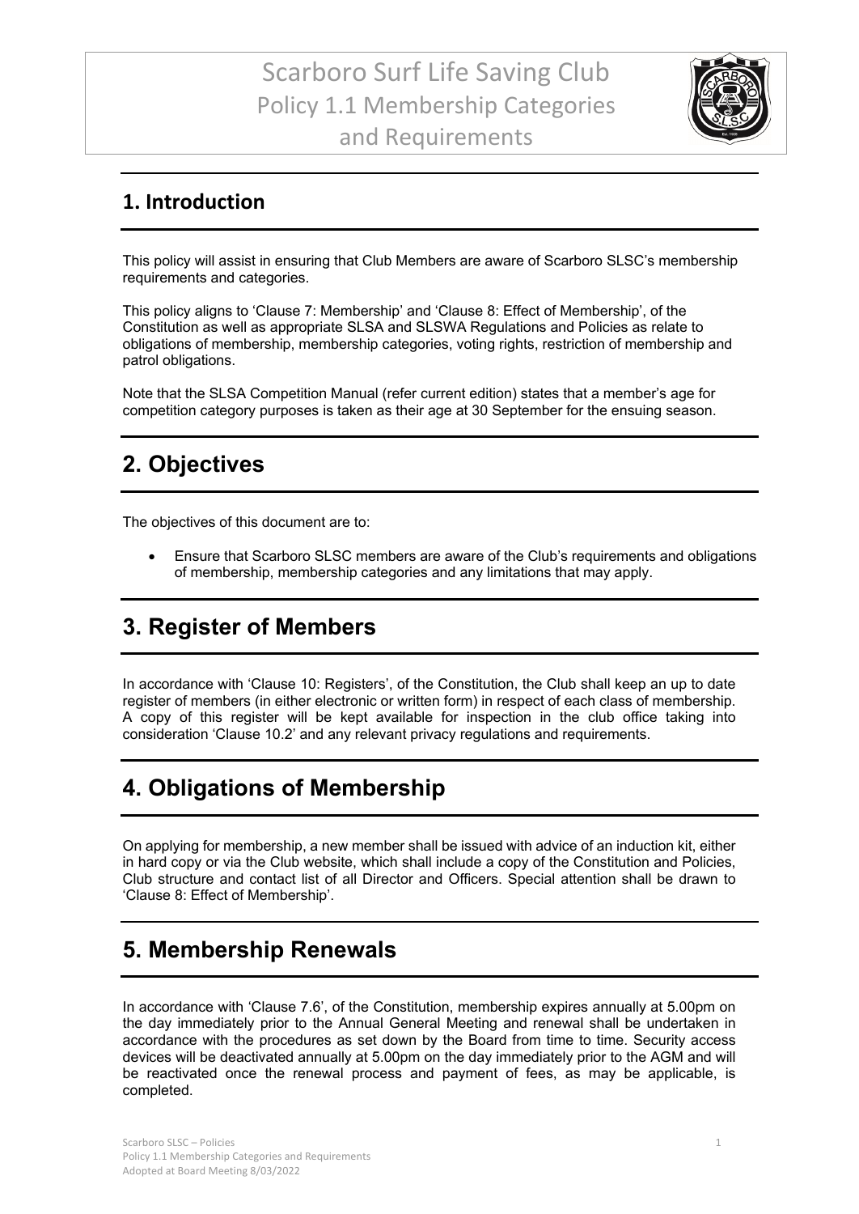# Scarboro Surf Life Saving Club
# Policy 1.1 Membership Categories and Requirements

## 1. Introduction

This policy will assist in ensuring that Club Members are aware of Scarboro SLSC's membership requirements and categories.

This policy aligns to 'Clause 7: Membership' and 'Clause 8: Effect of Membership', of the Constitution as well as appropriate SLSA and SLSWA Regulations and Policies as relate to obligations of membership, membership categories, voting rights, restriction of membership and patrol obligations.

Note that the SLSA Competition Manual (refer current edition) states that a member's age for competition category purposes is taken as their age at 30 September for the ensuing season.

## 2. Objectives

The objectives of this document are to:

- Ensure that Scarboro SLSC members are aware of the Club's requirements and obligations of membership, membership categories and any limitations that may apply.

## 3. Register of Members

In accordance with 'Clause 10: Registers', of the Constitution, the Club shall keep an up to date register of members (in either electronic or written form) in respect of each class of membership. A copy of this register will be kept available for inspection in the club office taking into consideration 'Clause 10.2' and any relevant privacy regulations and requirements.

## 4. Obligations of Membership

On applying for membership, a new member shall be issued with advice of an induction kit, either in hard copy or via the Club website, which shall include a copy of the Constitution and Policies, Club structure and contact list of all Director and Officers. Special attention shall be drawn to 'Clause 8: Effect of Membership'.

## 5. Membership Renewals

In accordance with 'Clause 7.6', of the Constitution, membership expires annually at 5.00pm on the day immediately prior to the Annual General Meeting and renewal shall be undertaken in accordance with the procedures as set down by the Board from time to time. Security access devices will be deactivated annually at 5.00pm on the day immediately prior to the AGM and will be reactivated once the renewal process and payment of fees, as may be applicable, is completed.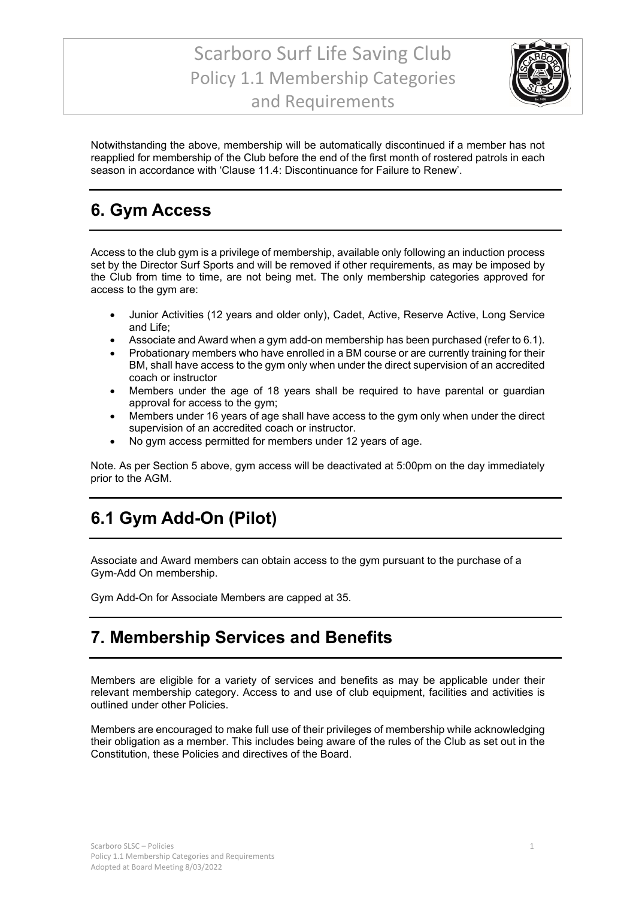Notwithstanding the above, membership will be automatically discontinued if a member has not reapplied for membership of the Club before the end of the first month of rostered patrols in each season in accordance with 'Clause 11.4: Discontinuance for Failure to Renew'.

## 6. Gym Access

Access to the club gym is a privilege of membership, available only following an induction process set by the Director Surf Sports and will be removed if other requirements, as may be imposed by the Club from time to time, are not being met. The only membership categories approved for access to the gym are:

- Junior Activities (12 years and older only), Cadet, Active, Reserve Active, Long Service and Life;
- Associate and Award when a gym add-on membership has been purchased (refer to 6.1).
- Probationary members who have enrolled in a BM course or are currently training for their BM, shall have access to the gym only when under the direct supervision of an accredited coach or instructor
- Members under the age of 18 years shall be required to have parental or guardian approval for access to the gym;
- Members under 16 years of age shall have access to the gym only when under the direct supervision of an accredited coach or instructor.
- No gym access permitted for members under 12 years of age.

Note. As per Section 5 above, gym access will be deactivated at 5:00pm on the day immediately prior to the AGM.

## 6.1 Gym Add-On (Pilot)

Associate and Award members can obtain access to the gym pursuant to the purchase of a Gym-Add On membership.

Gym Add-On for Associate Members are capped at 35.

## 7. Membership Services and Benefits

Members are eligible for a variety of services and benefits as may be applicable under their relevant membership category. Access to and use of club equipment, facilities and activities is outlined under other Policies.

Members are encouraged to make full use of their privileges of membership while acknowledging their obligation as a member. This includes being aware of the rules of the Club as set out in the Constitution, these Policies and directives of the Board.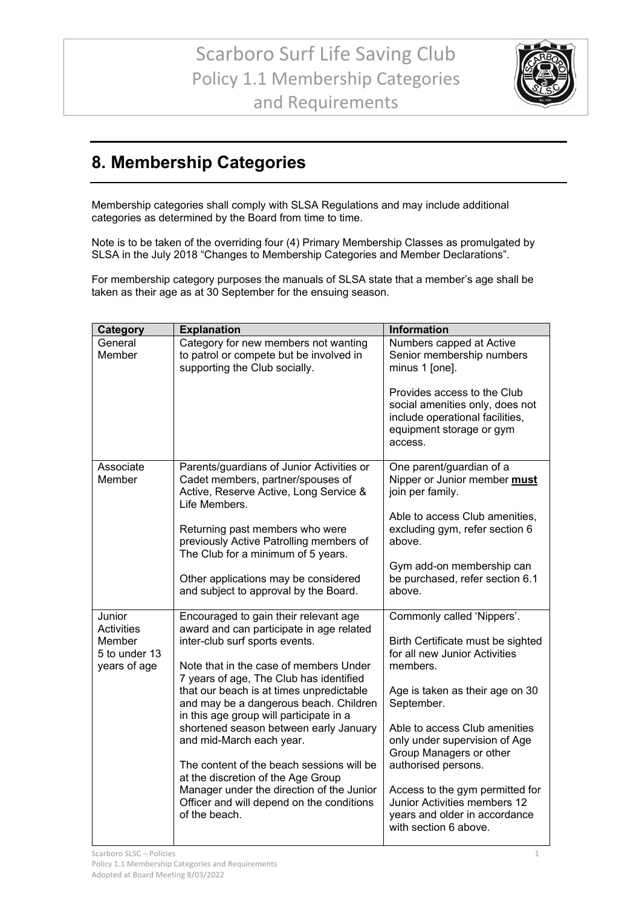## 8. Membership Categories

Membership categories shall comply with SLSA Regulations and may include additional categories as determined by the Board from time to time.

Note is to be taken of the overriding four (4) Primary Membership Classes as promulgated by SLSA in the July 2018 "Changes to Membership Categories and Member Declarations".

For membership category purposes the manuals of SLSA state that a member's age shall be taken as their age as at 30 September for the ensuing season.

| Category | Explanation | Information |
|---|---|---|
| General Member | Category for new members not wanting to patrol or compete but be involved in supporting the Club socially. | Numbers capped at Active Senior membership numbers minus 1 [one].<br><br>Provides access to the Club social amenities only, does not include operational facilities, equipment storage or gym access. |
| Associate Member | Parents/guardians of Junior Activities or Cadet members, partner/spouses of Active, Reserve Active, Long Service & Life Members.<br><br>Returning past members who were previously Active Patrolling members of The Club for a minimum of 5 years.<br><br>Other applications may be considered and subject to approval by the Board. | One parent/guardian of a Nipper or Junior member <u>**must**</u> join per family.<br><br>Able to access Club amenities, excluding gym, refer section 6 above.<br><br>Gym add-on membership can be purchased, refer section 6.1 above. |
| Junior Activities Member 5 to under 13 years of age | Encouraged to gain their relevant age award and can participate in age related inter-club surf sports events.<br><br>Note that in the case of members Under 7 years of age, The Club has identified that our beach is at times unpredictable and may be a dangerous beach. Children in this age group will participate in a shortened season between early January and mid-March each year.<br><br>The content of the beach sessions will be at the discretion of the Age Group Manager under the direction of the Junior Officer and will depend on the conditions of the beach. | Commonly called 'Nippers'.<br><br>Birth Certificate must be sighted for all new Junior Activities members.<br><br>Age is taken as their age on 30 September.<br><br>Able to access Club amenities only under supervision of Age Group Managers or other authorised persons.<br><br>Access to the gym permitted for Junior Activities members 12 years and older in accordance with section 6 above. |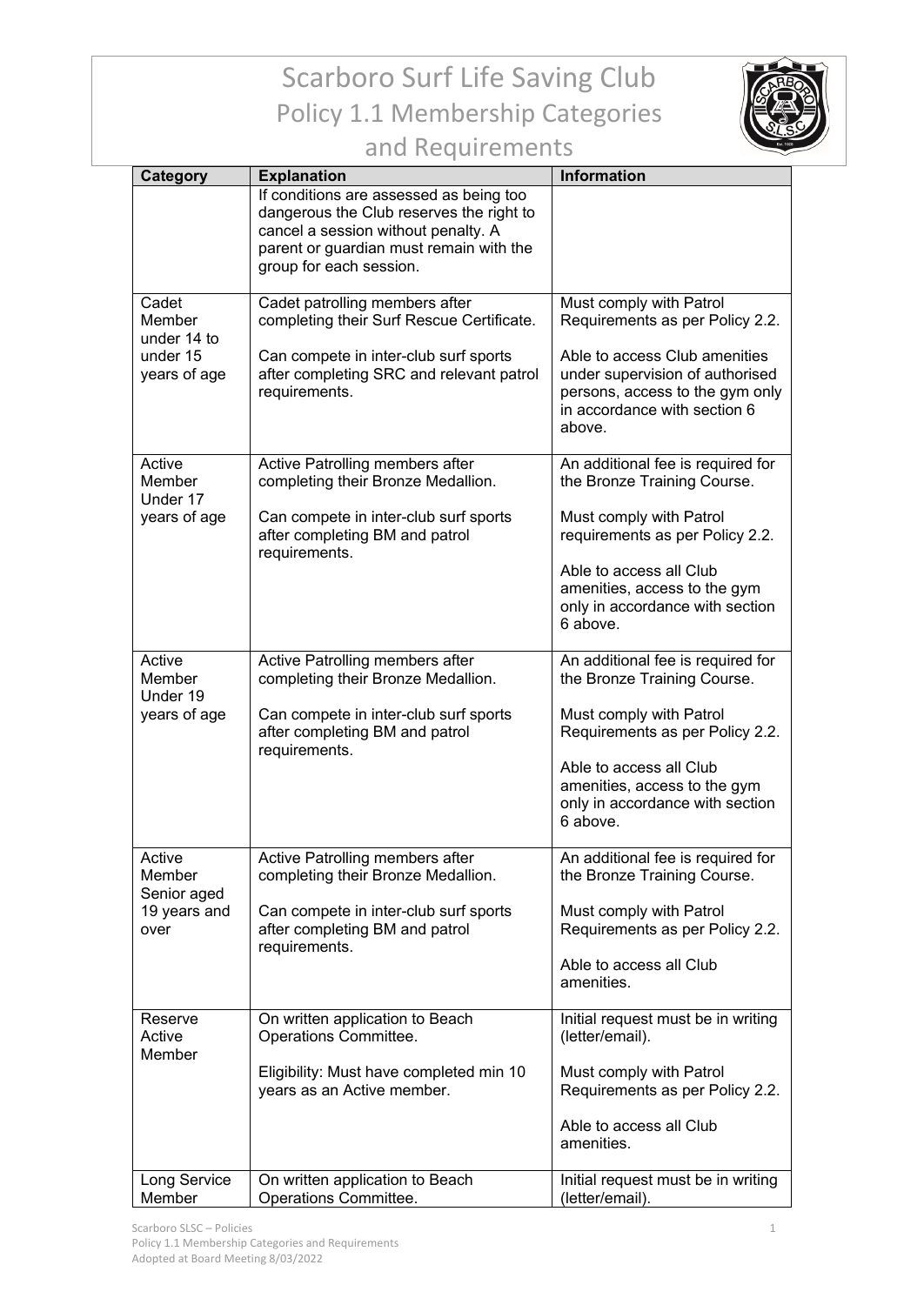# Scarboro Surf Life Saving Club

## Policy 1.1 Membership Categories and Requirements

| Category | Explanation | Information |
|---|---|---|
| | If conditions are assessed as being too dangerous the Club reserves the right to cancel a session without penalty. A parent or guardian must remain with the group for each session. | |
| Cadet Member under 14 to under 15 years of age | Cadet patrolling members after completing their Surf Rescue Certificate.<br><br>Can compete in inter-club surf sports after completing SRC and relevant patrol requirements. | Must comply with Patrol Requirements as per Policy 2.2.<br><br>Able to access Club amenities under supervision of authorised persons, access to the gym only in accordance with section 6 above. |
| Active Member Under 17 years of age | Active Patrolling members after completing their Bronze Medallion.<br><br>Can compete in inter-club surf sports after completing BM and patrol requirements. | An additional fee is required for the Bronze Training Course.<br><br>Must comply with Patrol requirements as per Policy 2.2.<br><br>Able to access all Club amenities, access to the gym only in accordance with section 6 above. |
| Active Member Under 19 years of age | Active Patrolling members after completing their Bronze Medallion.<br><br>Can compete in inter-club surf sports after completing BM and patrol requirements. | An additional fee is required for the Bronze Training Course.<br><br>Must comply with Patrol Requirements as per Policy 2.2.<br><br>Able to access all Club amenities, access to the gym only in accordance with section 6 above. |
| Active Member Senior aged 19 years and over | Active Patrolling members after completing their Bronze Medallion.<br><br>Can compete in inter-club surf sports after completing BM and patrol requirements. | An additional fee is required for the Bronze Training Course.<br><br>Must comply with Patrol Requirements as per Policy 2.2.<br><br>Able to access all Club amenities. |
| Reserve Active Member | On written application to Beach Operations Committee.<br><br>Eligibility: Must have completed min 10 years as an Active member. | Initial request must be in writing (letter/email).<br><br>Must comply with Patrol Requirements as per Policy 2.2.<br><br>Able to access all Club amenities. |
| Long Service Member | On written application to Beach Operations Committee. | Initial request must be in writing (letter/email). |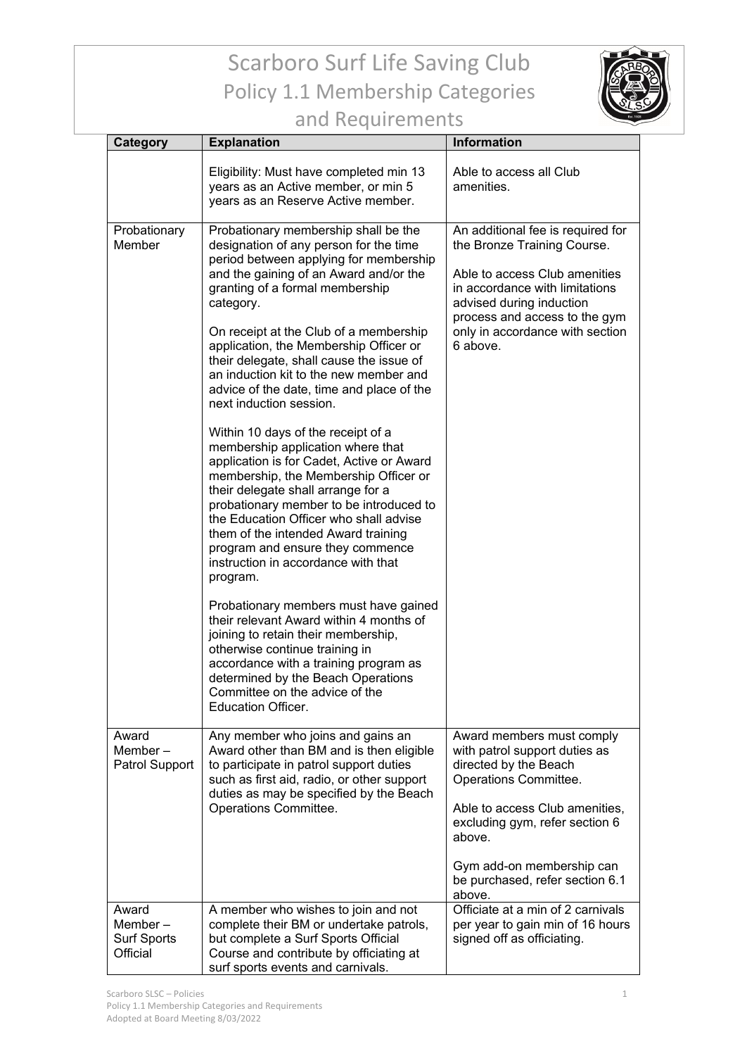# Scarboro Surf Life Saving Club

## Policy 1.1 Membership Categories and Requirements

| Category | Explanation | Information |
|---|---|---|
| | Eligibility: Must have completed min 13 years as an Active member, or min 5 years as an Reserve Active member. | Able to access all Club amenities. |
| Probationary Member | Probationary membership shall be the designation of any person for the time period between applying for membership and the gaining of an Award and/or the granting of a formal membership category.<br><br>On receipt at the Club of a membership application, the Membership Officer or their delegate, shall cause the issue of an induction kit to the new member and advice of the date, time and place of the next induction session.<br><br>Within 10 days of the receipt of a membership application where that application is for Cadet, Active or Award membership, the Membership Officer or their delegate shall arrange for a probationary member to be introduced to the Education Officer who shall advise them of the intended Award training program and ensure they commence instruction in accordance with that program.<br><br>Probationary members must have gained their relevant Award within 4 months of joining to retain their membership, otherwise continue training in accordance with a training program as determined by the Beach Operations Committee on the advice of the Education Officer. | An additional fee is required for the Bronze Training Course.<br><br>Able to access Club amenities in accordance with limitations advised during induction process and access to the gym only in accordance with section 6 above. |
| Award Member – Patrol Support | Any member who joins and gains an Award other than BM and is then eligible to participate in patrol support duties such as first aid, radio, or other support duties as may be specified by the Beach Operations Committee. | Award members must comply with patrol support duties as directed by the Beach Operations Committee.<br><br>Able to access Club amenities, excluding gym, refer section 6 above.<br><br>Gym add-on membership can be purchased, refer section 6.1 above. |
| Award Member – Surf Sports Official | A member who wishes to join and not complete their BM or undertake patrols, but complete a Surf Sports Official Course and contribute by officiating at surf sports events and carnivals. | Officiate at a min of 2 carnivals per year to gain min of 16 hours signed off as officiating. |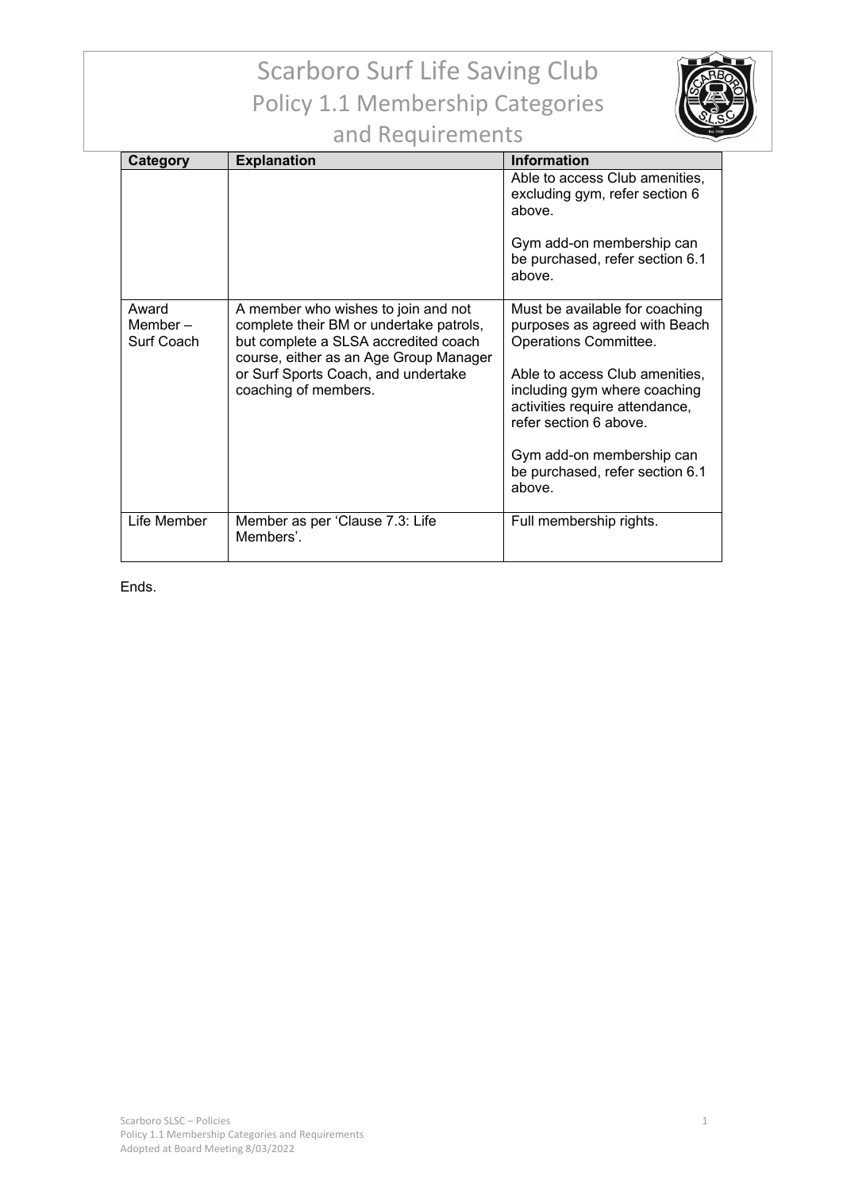| Category | Explanation | Information |
|---|---|---|
| | | Able to access Club amenities, excluding gym, refer section 6 above.<br><br>Gym add-on membership can be purchased, refer section 6.1 above. |
| Award Member – Surf Coach | A member who wishes to join and not complete their BM or undertake patrols, but complete a SLSA accredited coach course, either as an Age Group Manager or Surf Sports Coach, and undertake coaching of members. | Must be available for coaching purposes as agreed with Beach Operations Committee.<br><br>Able to access Club amenities, including gym where coaching activities require attendance, refer section 6 above.<br><br>Gym add-on membership can be purchased, refer section 6.1 above. |
| Life Member | Member as per 'Clause 7.3: Life Members'. | Full membership rights. |

Ends.